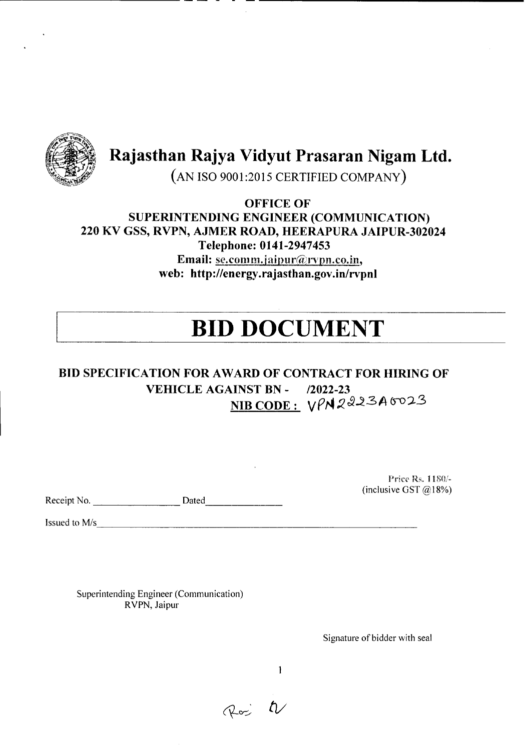# Rajasthan Rajya Vidyut Prasaran Nigam Ltd.

(AN ISO 9001:2015 CERTIFIED COMPANY)

**OFFICE OF**
**SUPERINTENDING ENGINEER (COMMUNICATION)**
**220 KV GSS, RVPN, AJMER ROAD, HEERAPURA JAIPUR-302024**
**Telephone: 0141-2947453**
**Email: se.comm.jaipur@rvpn.co.in,**
**web: http://energy.rajasthan.gov.in/rvpnl**

# BID DOCUMENT

## BID SPECIFICATION FOR AWARD OF CONTRACT FOR HIRING OF VEHICLE AGAINST BN - /2022-23

**NIB CODE :** VPN2223A6023

Price Rs. 1180/-
(inclusive GST @18%)

Receipt No. ________________ Dated ______________

Issued to M/s ______________________________________________

Superintending Engineer (Communication)
RVPN, Jaipur

Signature of bidder with seal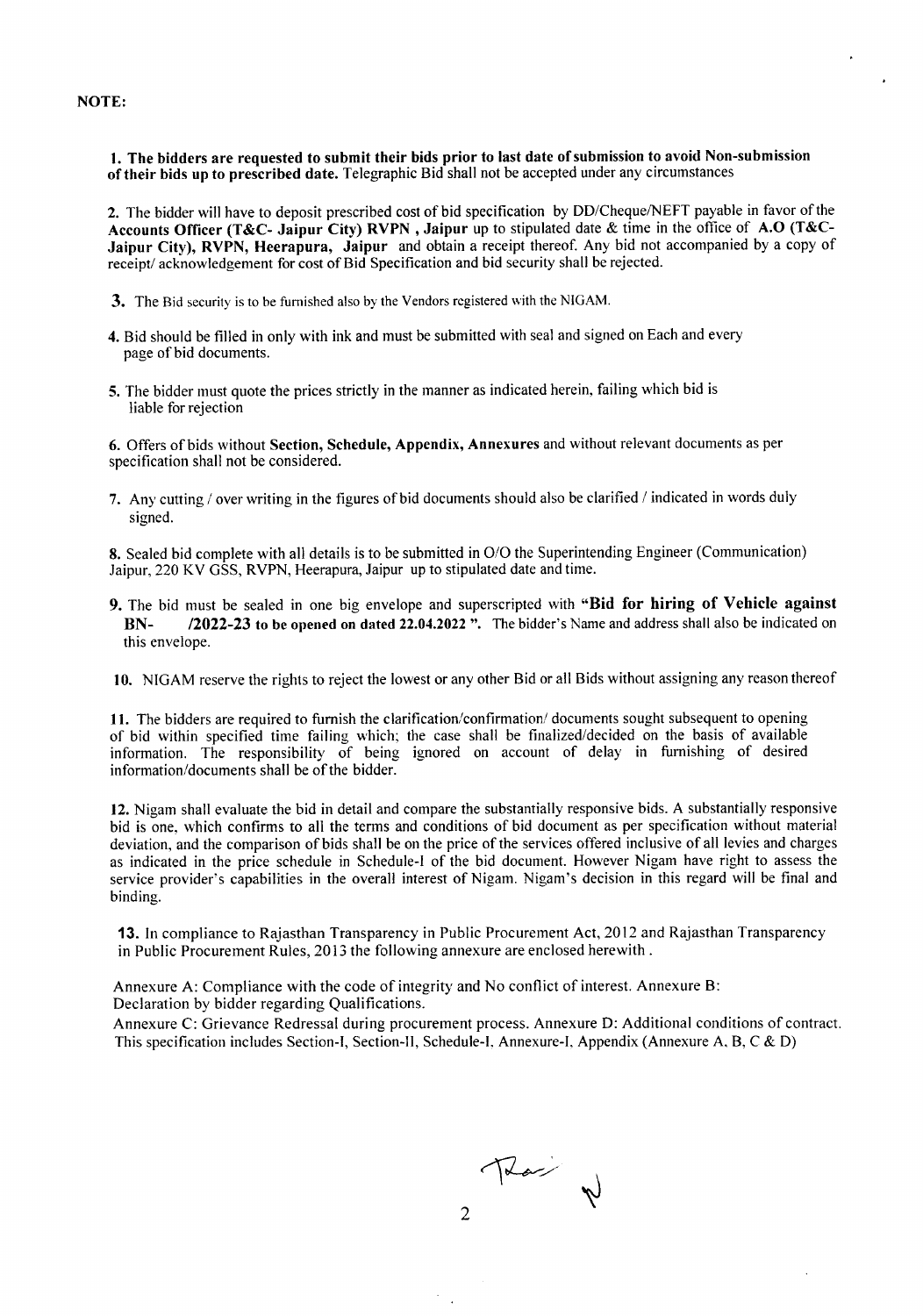**NOTE:**

**1. The bidders are requested to submit their bids prior to last date of submission to avoid Non-submission of their bids up to prescribed date.** Telegraphic Bid shall not be accepted under any circumstances

2. The bidder will have to deposit prescribed cost of bid specification by DD/Cheque/NEFT payable in favor of the **Accounts Officer (T&C- Jaipur City) RVPN , Jaipur** up to stipulated date & time in the office of **A.O (T&C- Jaipur City), RVPN, Heerapura, Jaipur** and obtain a receipt thereof. Any bid not accompanied by a copy of receipt/ acknowledgement for cost of Bid Specification and bid security shall be rejected.

3. The Bid security is to be furnished also by the Vendors registered with the NIGAM.

4. Bid should be filled in only with ink and must be submitted with seal and signed on Each and every page of bid documents.

5. The bidder must quote the prices strictly in the manner as indicated herein, failing which bid is liable for rejection

6. Offers of bids without **Section, Schedule, Appendix, Annexures** and without relevant documents as per specification shall not be considered.

7. Any cutting / over writing in the figures of bid documents should also be clarified / indicated in words duly signed.

8. Sealed bid complete with all details is to be submitted in O/O the Superintending Engineer (Communication) Jaipur, 220 KV GSS, RVPN, Heerapura, Jaipur up to stipulated date and time.

9. The bid must be sealed in one big envelope and superscripted with **"Bid for hiring of Vehicle against BN- /2022-23 to be opened on dated 22.04.2022 ".** The bidder's Name and address shall also be indicated on this envelope.

10. NIGAM reserve the rights to reject the lowest or any other Bid or all Bids without assigning any reason thereof

11. The bidders are required to furnish the clarification/confirmation/ documents sought subsequent to opening of bid within specified time failing which; the case shall be finalized/decided on the basis of available information. The responsibility of being ignored on account of delay in furnishing of desired information/documents shall be of the bidder.

12. Nigam shall evaluate the bid in detail and compare the substantially responsive bids. A substantially responsive bid is one, which confirms to all the terms and conditions of bid document as per specification without material deviation, and the comparison of bids shall be on the price of the services offered inclusive of all levies and charges as indicated in the price schedule in Schedule-I of the bid document. However Nigam have right to assess the service provider's capabilities in the overall interest of Nigam. Nigam's decision in this regard will be final and binding.

13. In compliance to Rajasthan Transparency in Public Procurement Act, 2012 and Rajasthan Transparency in Public Procurement Rules, 2013 the following annexure are enclosed herewith .

Annexure A: Compliance with the code of integrity and No conflict of interest. Annexure B: Declaration by bidder regarding Qualifications.
Annexure C: Grievance Redressal during procurement process. Annexure D: Additional conditions of contract.
This specification includes Section-I, Section-II, Schedule-I, Annexure-I, Appendix (Annexure A, B, C & D)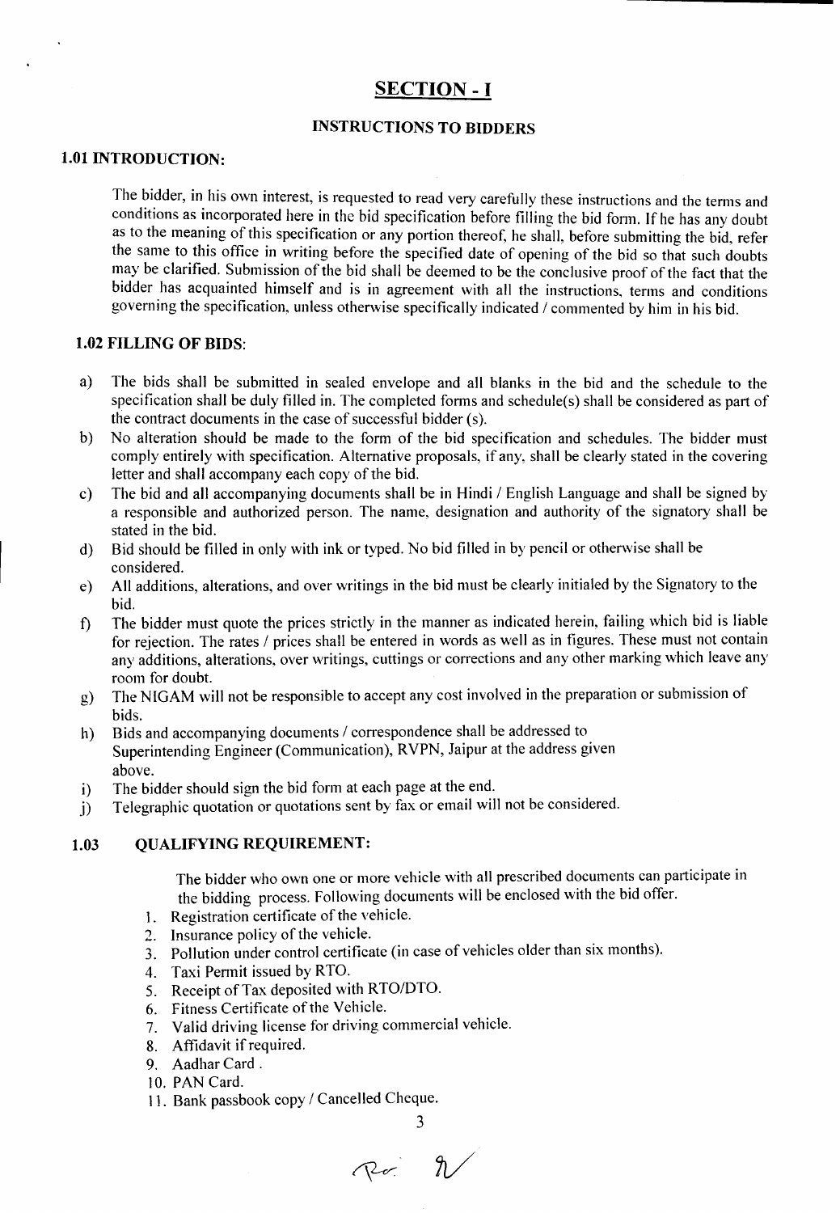# SECTION - I

## INSTRUCTIONS TO BIDDERS

### 1.01 INTRODUCTION:

The bidder, in his own interest, is requested to read very carefully these instructions and the terms and conditions as incorporated here in the bid specification before filling the bid form. If he has any doubt as to the meaning of this specification or any portion thereof, he shall, before submitting the bid, refer the same to this office in writing before the specified date of opening of the bid so that such doubts may be clarified. Submission of the bid shall be deemed to be the conclusive proof of the fact that the bidder has acquainted himself and is in agreement with all the instructions, terms and conditions governing the specification, unless otherwise specifically indicated / commented by him in his bid.

### 1.02 FILLING OF BIDS:

a) The bids shall be submitted in sealed envelope and all blanks in the bid and the schedule to the specification shall be duly filled in. The completed forms and schedule(s) shall be considered as part of the contract documents in the case of successful bidder (s).

b) No alteration should be made to the form of the bid specification and schedules. The bidder must comply entirely with specification. Alternative proposals, if any, shall be clearly stated in the covering letter and shall accompany each copy of the bid.

c) The bid and all accompanying documents shall be in Hindi / English Language and shall be signed by a responsible and authorized person. The name, designation and authority of the signatory shall be stated in the bid.

d) Bid should be filled in only with ink or typed. No bid filled in by pencil or otherwise shall be considered.

e) All additions, alterations, and over writings in the bid must be clearly initialed by the Signatory to the bid.

f) The bidder must quote the prices strictly in the manner as indicated herein, failing which bid is liable for rejection. The rates / prices shall be entered in words as well as in figures. These must not contain any additions, alterations, over writings, cuttings or corrections and any other marking which leave any room for doubt.

g) The NIGAM will not be responsible to accept any cost involved in the preparation or submission of bids.

h) Bids and accompanying documents / correspondence shall be addressed to Superintending Engineer (Communication), RVPN, Jaipur at the address given above.

i) The bidder should sign the bid form at each page at the end.

j) Telegraphic quotation or quotations sent by fax or email will not be considered.

### 1.03 QUALIFYING REQUIREMENT:

The bidder who own one or more vehicle with all prescribed documents can participate in the bidding process. Following documents will be enclosed with the bid offer.

1. Registration certificate of the vehicle.
2. Insurance policy of the vehicle.
3. Pollution under control certificate (in case of vehicles older than six months).
4. Taxi Permit issued by RTO.
5. Receipt of Tax deposited with RTO/DTO.
6. Fitness Certificate of the Vehicle.
7. Valid driving license for driving commercial vehicle.
8. Affidavit if required.
9. Aadhar Card .
10. PAN Card.
11. Bank passbook copy / Cancelled Cheque.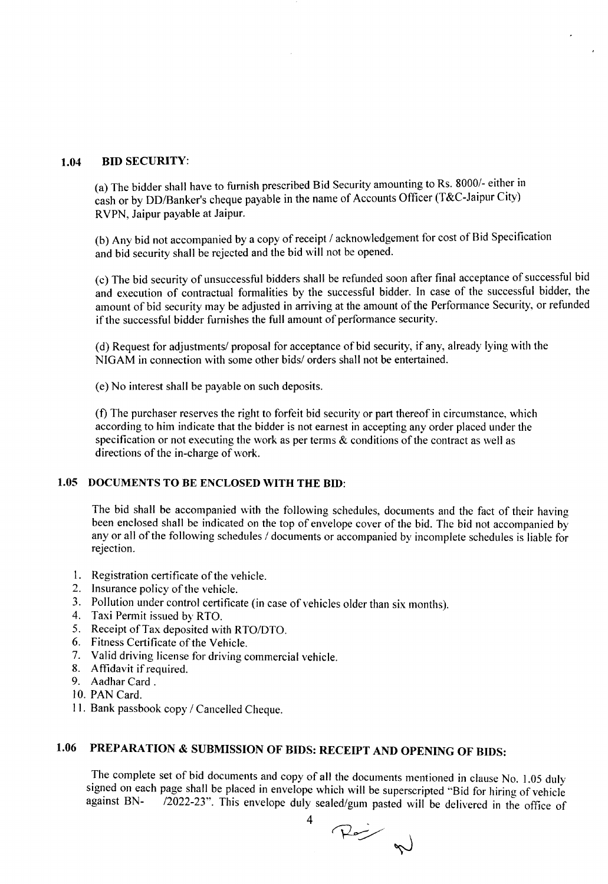### 1.04 BID SECURITY:

(a) The bidder shall have to furnish prescribed Bid Security amounting to Rs. 8000/- either in cash or by DD/Banker's cheque payable in the name of Accounts Officer (T&C-Jaipur City) RVPN, Jaipur payable at Jaipur.

(b) Any bid not accompanied by a copy of receipt / acknowledgement for cost of Bid Specification and bid security shall be rejected and the bid will not be opened.

(c) The bid security of unsuccessful bidders shall be refunded soon after final acceptance of successful bid and execution of contractual formalities by the successful bidder. In case of the successful bidder, the amount of bid security may be adjusted in arriving at the amount of the Performance Security, or refunded if the successful bidder furnishes the full amount of performance security.

(d) Request for adjustments/ proposal for acceptance of bid security, if any, already lying with the NIGAM in connection with some other bids/ orders shall not be entertained.

(e) No interest shall be payable on such deposits.

(f) The purchaser reserves the right to forfeit bid security or part thereof in circumstance, which according to him indicate that the bidder is not earnest in accepting any order placed under the specification or not executing the work as per terms & conditions of the contract as well as directions of the in-charge of work.

### 1.05 DOCUMENTS TO BE ENCLOSED WITH THE BID:

The bid shall be accompanied with the following schedules, documents and the fact of their having been enclosed shall be indicated on the top of envelope cover of the bid. The bid not accompanied by any or all of the following schedules / documents or accompanied by incomplete schedules is liable for rejection.

1. Registration certificate of the vehicle.
2. Insurance policy of the vehicle.
3. Pollution under control certificate (in case of vehicles older than six months).
4. Taxi Permit issued by RTO.
5. Receipt of Tax deposited with RTO/DTO.
6. Fitness Certificate of the Vehicle.
7. Valid driving license for driving commercial vehicle.
8. Affidavit if required.
9. Aadhar Card .
10. PAN Card.
11. Bank passbook copy / Cancelled Cheque.

### 1.06 PREPARATION & SUBMISSION OF BIDS: RECEIPT AND OPENING OF BIDS:

The complete set of bid documents and copy of all the documents mentioned in clause No. 1.05 duly signed on each page shall be placed in envelope which will be superscripted "Bid for hiring of vehicle against BN- /2022-23". This envelope duly sealed/gum pasted will be delivered in the office of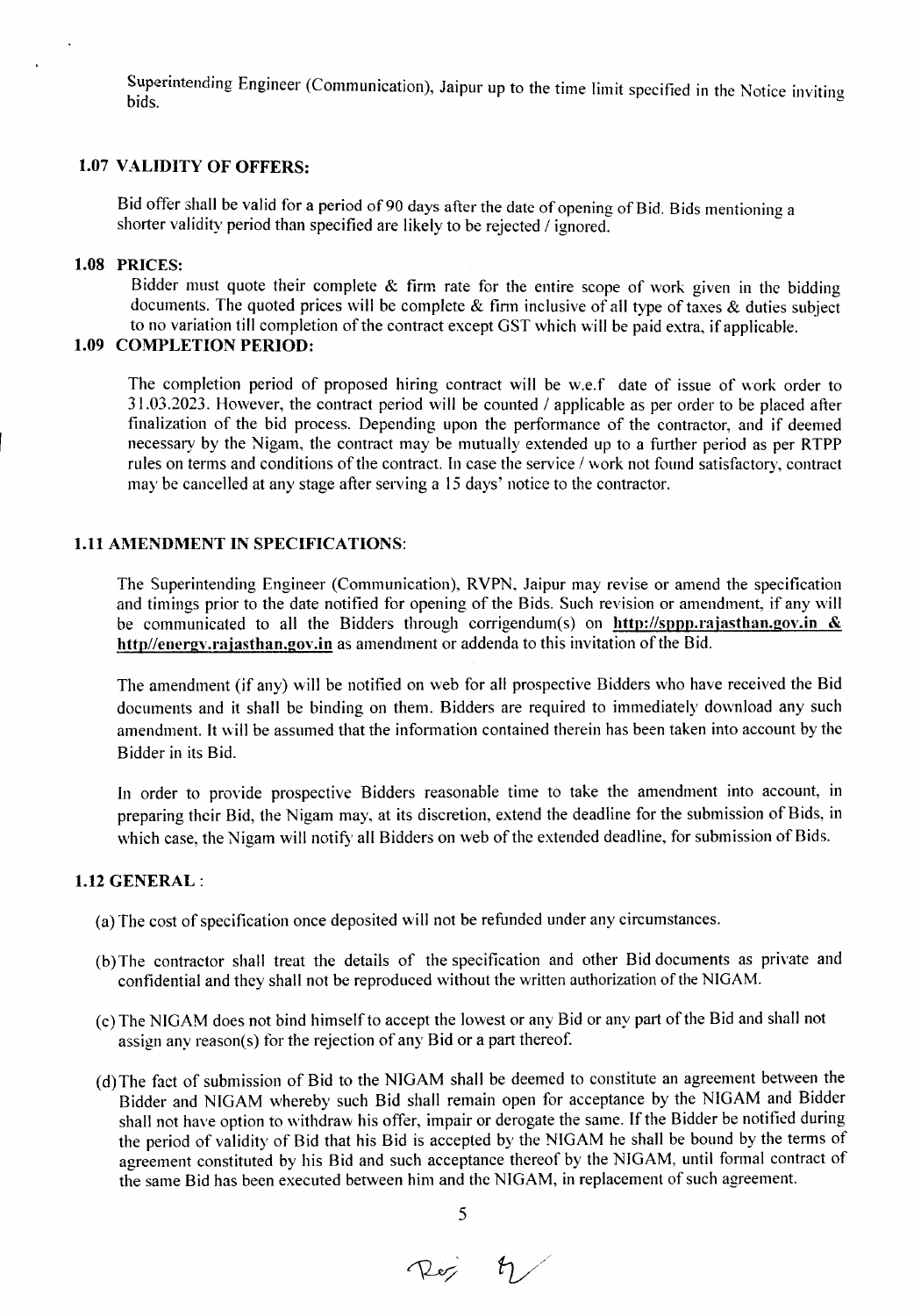Superintending Engineer (Communication), Jaipur up to the time limit specified in the Notice inviting bids.

## 1.07 VALIDITY OF OFFERS:

Bid offer shall be valid for a period of 90 days after the date of opening of Bid. Bids mentioning a shorter validity period than specified are likely to be rejected / ignored.

## 1.08 PRICES:

Bidder must quote their complete & firm rate for the entire scope of work given in the bidding documents. The quoted prices will be complete & firm inclusive of all type of taxes & duties subject to no variation till completion of the contract except GST which will be paid extra, if applicable.

## 1.09 COMPLETION PERIOD:

The completion period of proposed hiring contract will be w.e.f date of issue of work order to 31.03.2023. However, the contract period will be counted / applicable as per order to be placed after finalization of the bid process. Depending upon the performance of the contractor, and if deemed necessary by the Nigam, the contract may be mutually extended up to a further period as per RTPP rules on terms and conditions of the contract. In case the service / work not found satisfactory, contract may be cancelled at any stage after serving a 15 days' notice to the contractor.

## 1.11 AMENDMENT IN SPECIFICATIONS:

The Superintending Engineer (Communication), RVPN, Jaipur may revise or amend the specification and timings prior to the date notified for opening of the Bids. Such revision or amendment, if any will be communicated to all the Bidders through corrigendum(s) on **http://sppp.rajasthan.gov.in & http//energy.rajasthan.gov.in** as amendment or addenda to this invitation of the Bid.

The amendment (if any) will be notified on web for all prospective Bidders who have received the Bid documents and it shall be binding on them. Bidders are required to immediately download any such amendment. It will be assumed that the information contained therein has been taken into account by the Bidder in its Bid.

In order to provide prospective Bidders reasonable time to take the amendment into account, in preparing their Bid, the Nigam may, at its discretion, extend the deadline for the submission of Bids, in which case, the Nigam will notify all Bidders on web of the extended deadline, for submission of Bids.

## 1.12 GENERAL :

(a) The cost of specification once deposited will not be refunded under any circumstances.

(b) The contractor shall treat the details of the specification and other Bid documents as private and confidential and they shall not be reproduced without the written authorization of the NIGAM.

(c) The NIGAM does not bind himself to accept the lowest or any Bid or any part of the Bid and shall not assign any reason(s) for the rejection of any Bid or a part thereof.

(d) The fact of submission of Bid to the NIGAM shall be deemed to constitute an agreement between the Bidder and NIGAM whereby such Bid shall remain open for acceptance by the NIGAM and Bidder shall not have option to withdraw his offer, impair or derogate the same. If the Bidder be notified during the period of validity of Bid that his Bid is accepted by the NIGAM he shall be bound by the terms of agreement constituted by his Bid and such acceptance thereof by the NIGAM, until formal contract of the same Bid has been executed between him and the NIGAM, in replacement of such agreement.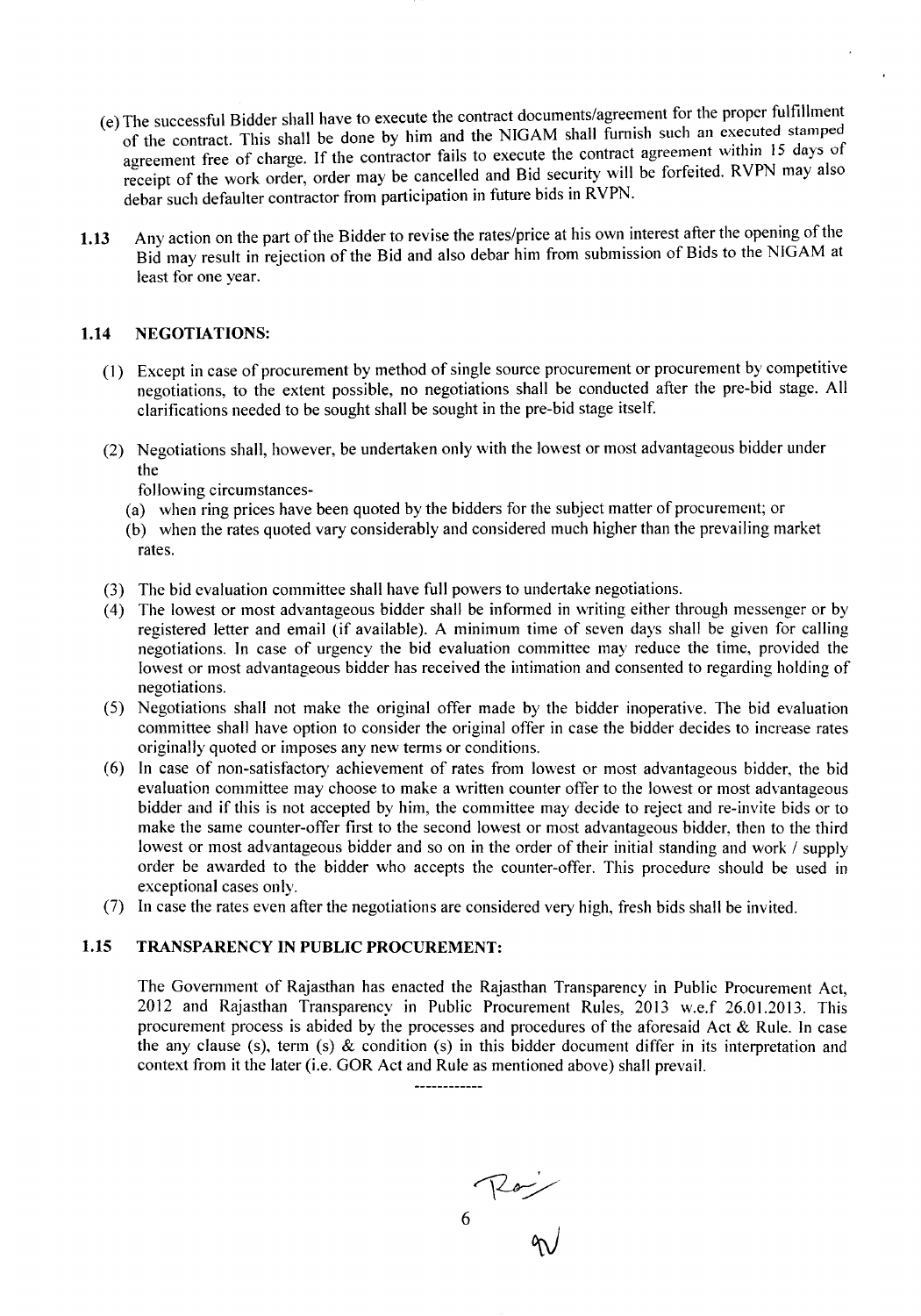(e) The successful Bidder shall have to execute the contract documents/agreement for the proper fulfillment of the contract. This shall be done by him and the NIGAM shall furnish such an executed stamped agreement free of charge. If the contractor fails to execute the contract agreement within 15 days of receipt of the work order, order may be cancelled and Bid security will be forfeited. RVPN may also debar such defaulter contractor from participation in future bids in RVPN.

**1.13** Any action on the part of the Bidder to revise the rates/price at his own interest after the opening of the Bid may result in rejection of the Bid and also debar him from submission of Bids to the NIGAM at least for one year.

### 1.14 NEGOTIATIONS:

(1) Except in case of procurement by method of single source procurement or procurement by competitive negotiations, to the extent possible, no negotiations shall be conducted after the pre-bid stage. All clarifications needed to be sought shall be sought in the pre-bid stage itself.

(2) Negotiations shall, however, be undertaken only with the lowest or most advantageous bidder under the
following circumstances-

(a) when ring prices have been quoted by the bidders for the subject matter of procurement; or

(b) when the rates quoted vary considerably and considered much higher than the prevailing market rates.

(3) The bid evaluation committee shall have full powers to undertake negotiations.

(4) The lowest or most advantageous bidder shall be informed in writing either through messenger or by registered letter and email (if available). A minimum time of seven days shall be given for calling negotiations. In case of urgency the bid evaluation committee may reduce the time, provided the lowest or most advantageous bidder has received the intimation and consented to regarding holding of negotiations.

(5) Negotiations shall not make the original offer made by the bidder inoperative. The bid evaluation committee shall have option to consider the original offer in case the bidder decides to increase rates originally quoted or imposes any new terms or conditions.

(6) In case of non-satisfactory achievement of rates from lowest or most advantageous bidder, the bid evaluation committee may choose to make a written counter offer to the lowest or most advantageous bidder and if this is not accepted by him, the committee may decide to reject and re-invite bids or to make the same counter-offer first to the second lowest or most advantageous bidder, then to the third lowest or most advantageous bidder and so on in the order of their initial standing and work / supply order be awarded to the bidder who accepts the counter-offer. This procedure should be used in exceptional cases only.

(7) In case the rates even after the negotiations are considered very high, fresh bids shall be invited.

### 1.15 TRANSPARENCY IN PUBLIC PROCUREMENT:

The Government of Rajasthan has enacted the Rajasthan Transparency in Public Procurement Act, 2012 and Rajasthan Transparency in Public Procurement Rules, 2013 w.e.f 26.01.2013. This procurement process is abided by the processes and procedures of the aforesaid Act & Rule. In case the any clause (s), term (s) & condition (s) in this bidder document differ in its interpretation and context from it the later (i.e. GOR Act and Rule as mentioned above) shall prevail.

------------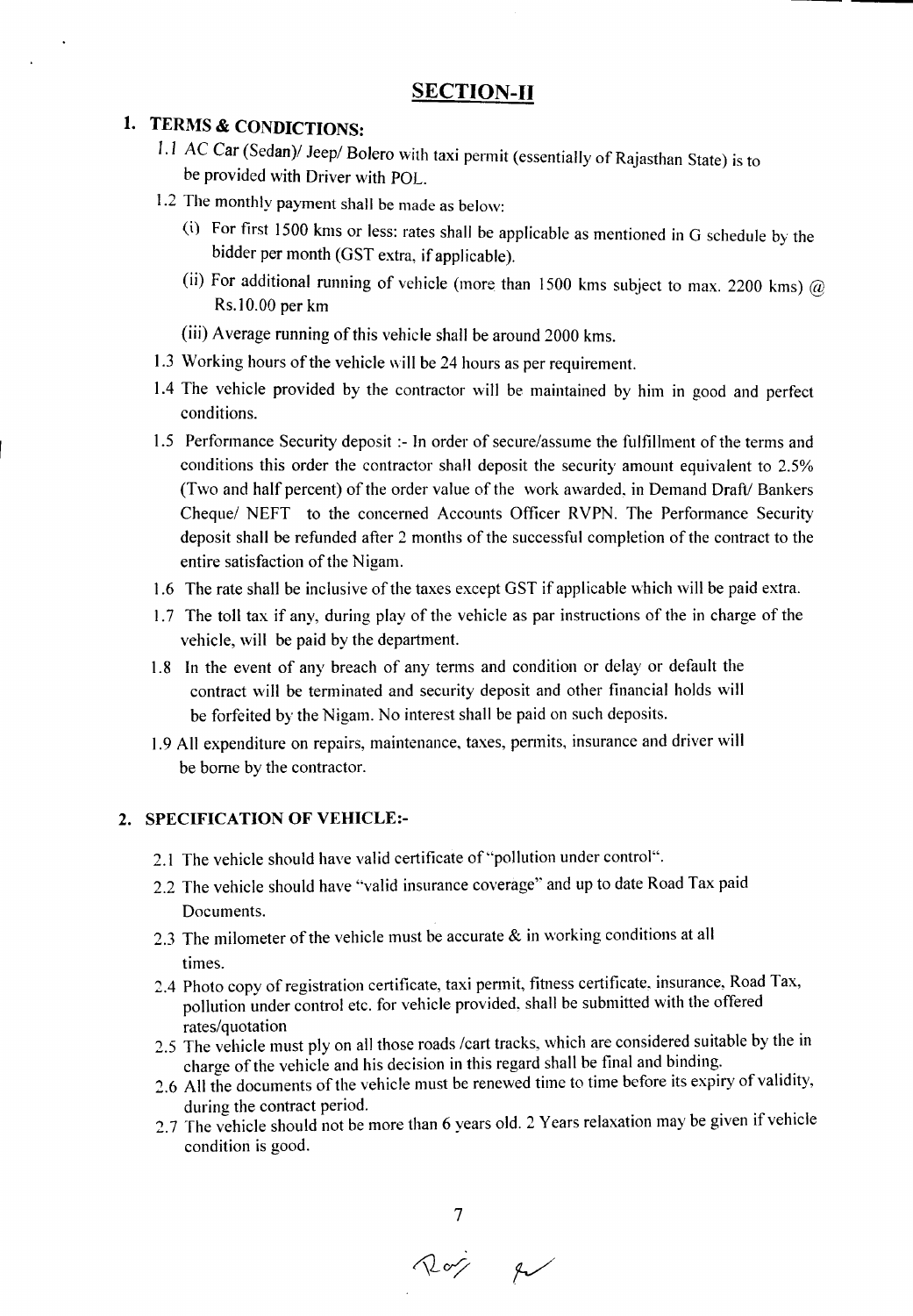## SECTION-II

### 1. TERMS & CONDICTIONS:

1.1 AC Car (Sedan)/ Jeep/ Bolero with taxi permit (essentially of Rajasthan State) is to be provided with Driver with POL.

1.2 The monthly payment shall be made as below:

(i) For first 1500 kms or less: rates shall be applicable as mentioned in G schedule by the bidder per month (GST extra, if applicable).

(ii) For additional running of vehicle (more than 1500 kms subject to max. 2200 kms) @ Rs.10.00 per km

(iii) Average running of this vehicle shall be around 2000 kms.

1.3 Working hours of the vehicle will be 24 hours as per requirement.

1.4 The vehicle provided by the contractor will be maintained by him in good and perfect conditions.

1.5 Performance Security deposit :- In order of secure/assume the fulfillment of the terms and conditions this order the contractor shall deposit the security amount equivalent to 2.5% (Two and half percent) of the order value of the work awarded, in Demand Draft/ Bankers Cheque/ NEFT to the concerned Accounts Officer RVPN. The Performance Security deposit shall be refunded after 2 months of the successful completion of the contract to the entire satisfaction of the Nigam.

1.6 The rate shall be inclusive of the taxes except GST if applicable which will be paid extra.

1.7 The toll tax if any, during play of the vehicle as par instructions of the in charge of the vehicle, will be paid by the department.

1.8 In the event of any breach of any terms and condition or delay or default the contract will be terminated and security deposit and other financial holds will be forfeited by the Nigam. No interest shall be paid on such deposits.

1.9 All expenditure on repairs, maintenance, taxes, permits, insurance and driver will be borne by the contractor.

### 2. SPECIFICATION OF VEHICLE:-

2.1 The vehicle should have valid certificate of "pollution under control".

2.2 The vehicle should have "valid insurance coverage" and up to date Road Tax paid Documents.

2.3 The milometer of the vehicle must be accurate & in working conditions at all times.

2.4 Photo copy of registration certificate, taxi permit, fitness certificate, insurance, Road Tax, pollution under control etc. for vehicle provided, shall be submitted with the offered rates/quotation

2.5 The vehicle must ply on all those roads /cart tracks, which are considered suitable by the in charge of the vehicle and his decision in this regard shall be final and binding.

2.6 All the documents of the vehicle must be renewed time to time before its expiry of validity, during the contract period.

2.7 The vehicle should not be more than 6 years old. 2 Years relaxation may be given if vehicle condition is good.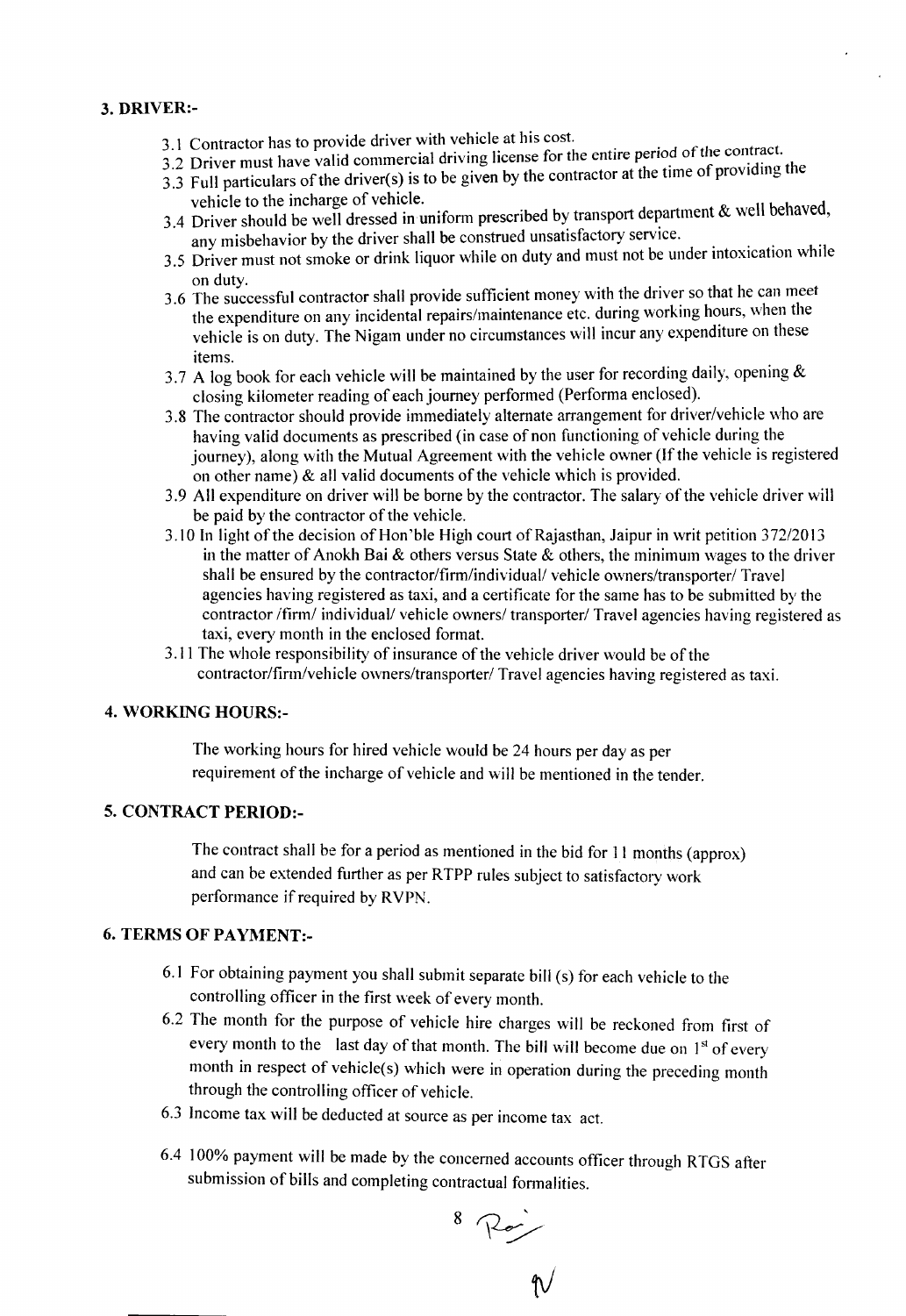## 3. DRIVER:-

- 3.1 Contractor has to provide driver with vehicle at his cost.
- 3.2 Driver must have valid commercial driving license for the entire period of the contract.
- 3.3 Full particulars of the driver(s) is to be given by the contractor at the time of providing the vehicle to the incharge of vehicle.
- 3.4 Driver should be well dressed in uniform prescribed by transport department & well behaved, any misbehavior by the driver shall be construed unsatisfactory service.
- 3.5 Driver must not smoke or drink liquor while on duty and must not be under intoxication while on duty.
- 3.6 The successful contractor shall provide sufficient money with the driver so that he can meet the expenditure on any incidental repairs/maintenance etc. during working hours, when the vehicle is on duty. The Nigam under no circumstances will incur any expenditure on these items.
- 3.7 A log book for each vehicle will be maintained by the user for recording daily, opening & closing kilometer reading of each journey performed (Performa enclosed).
- 3.8 The contractor should provide immediately alternate arrangement for driver/vehicle who are having valid documents as prescribed (in case of non functioning of vehicle during the journey), along with the Mutual Agreement with the vehicle owner (If the vehicle is registered on other name) & all valid documents of the vehicle which is provided.
- 3.9 All expenditure on driver will be borne by the contractor. The salary of the vehicle driver will be paid by the contractor of the vehicle.
- 3.10 In light of the decision of Hon'ble High court of Rajasthan, Jaipur in writ petition 372/2013 in the matter of Anokh Bai & others versus State & others, the minimum wages to the driver shall be ensured by the contractor/firm/individual/ vehicle owners/transporter/ Travel agencies having registered as taxi, and a certificate for the same has to be submitted by the contractor /firm/ individual/ vehicle owners/ transporter/ Travel agencies having registered as taxi, every month in the enclosed format.
- 3.11 The whole responsibility of insurance of the vehicle driver would be of the contractor/firm/vehicle owners/transporter/ Travel agencies having registered as taxi.

## 4. WORKING HOURS:-

The working hours for hired vehicle would be 24 hours per day as per requirement of the incharge of vehicle and will be mentioned in the tender.

## 5. CONTRACT PERIOD:-

The contract shall be for a period as mentioned in the bid for 11 months (approx) and can be extended further as per RTPP rules subject to satisfactory work performance if required by RVPN.

## 6. TERMS OF PAYMENT:-

- 6.1 For obtaining payment you shall submit separate bill (s) for each vehicle to the controlling officer in the first week of every month.
- 6.2 The month for the purpose of vehicle hire charges will be reckoned from first of every month to the last day of that month. The bill will become due on 1st of every month in respect of vehicle(s) which were in operation during the preceding month through the controlling officer of vehicle.
- 6.3 Income tax will be deducted at source as per income tax act.
- 6.4 100% payment will be made by the concerned accounts officer through RTGS after submission of bills and completing contractual formalities.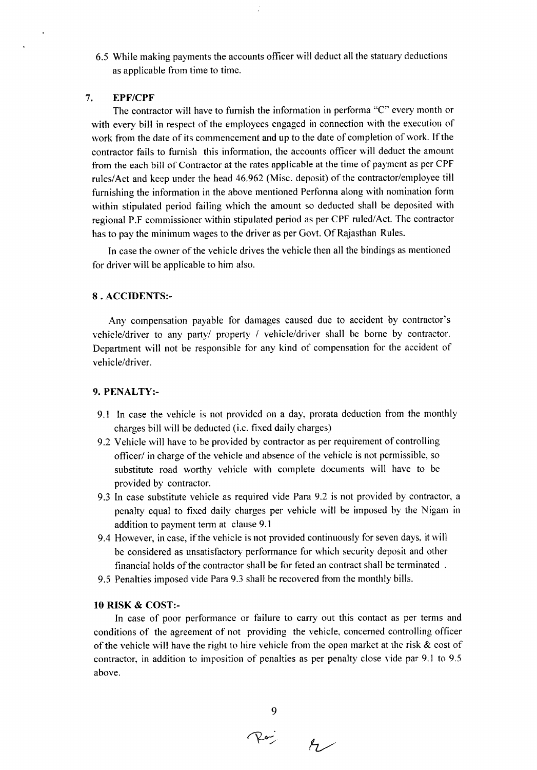6.5 While making payments the accounts officer will deduct all the statuary deductions as applicable from time to time.

## 7. EPF/CPF

The contractor will have to furnish the information in performa "C" every month or with every bill in respect of the employees engaged in connection with the execution of work from the date of its commencement and up to the date of completion of work. If the contractor fails to furnish this information, the accounts officer will deduct the amount from the each bill of Contractor at the rates applicable at the time of payment as per CPF rules/Act and keep under the head 46.962 (Misc. deposit) of the contractor/employee till furnishing the information in the above mentioned Performa along with nomination form within stipulated period failing which the amount so deducted shall be deposited with regional P.F commissioner within stipulated period as per CPF ruled/Act. The contractor has to pay the minimum wages to the driver as per Govt. Of Rajasthan Rules.

In case the owner of the vehicle drives the vehicle then all the bindings as mentioned for driver will be applicable to him also.

## 8 . ACCIDENTS:-

Any compensation payable for damages caused due to accident by contractor's vehicle/driver to any party/ property / vehicle/driver shall be borne by contractor. Department will not be responsible for any kind of compensation for the accident of vehicle/driver.

## 9. PENALTY:-

9.1 In case the vehicle is not provided on a day, prorata deduction from the monthly charges bill will be deducted (i.e. fixed daily charges)

9.2 Vehicle will have to be provided by contractor as per requirement of controlling officer/ in charge of the vehicle and absence of the vehicle is not permissible, so substitute road worthy vehicle with complete documents will have to be provided by contractor.

9.3 In case substitute vehicle as required vide Para 9.2 is not provided by contractor, a penalty equal to fixed daily charges per vehicle will be imposed by the Nigam in addition to payment term at clause 9.1

9.4 However, in case, if the vehicle is not provided continuously for seven days, it will be considered as unsatisfactory performance for which security deposit and other financial holds of the contractor shall be for feted an contract shall be terminated .

9.5 Penalties imposed vide Para 9.3 shall be recovered from the monthly bills.

## 10 RISK & COST:-

In case of poor performance or failure to carry out this contact as per terms and conditions of the agreement of not providing the vehicle, concerned controlling officer of the vehicle will have the right to hire vehicle from the open market at the risk & cost of contractor, in addition to imposition of penalties as per penalty close vide par 9.1 to 9.5 above.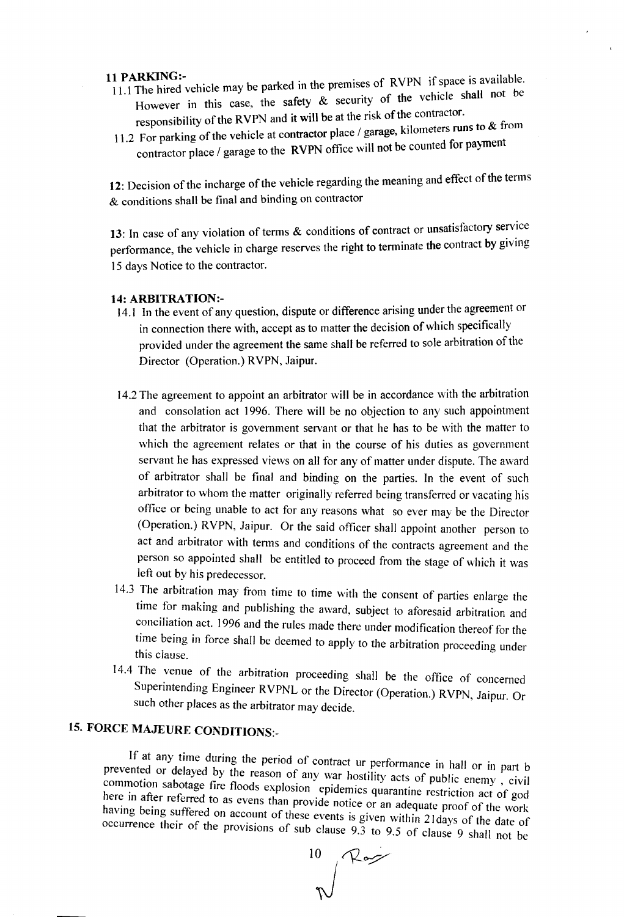**11 PARKING:-**

11.1 The hired vehicle may be parked in the premises of RVPN if space is available. However in this case, the safety & security of the vehicle shall not be responsibility of the RVPN and it will be at the risk of the contractor.

11.2 For parking of the vehicle at contractor place / garage, kilometers runs to & from contractor place / garage to the RVPN office will not be counted for payment

**12**: Decision of the incharge of the vehicle regarding the meaning and effect of the terms & conditions shall be final and binding on contractor

**13**: In case of any violation of terms & conditions of contract or unsatisfactory service performance, the vehicle in charge reserves the right to terminate the contract by giving 15 days Notice to the contractor.

**14: ARBITRATION:-**

14.1 In the event of any question, dispute or difference arising under the agreement or in connection there with, accept as to matter the decision of which specifically provided under the agreement the same shall be referred to sole arbitration of the Director (Operation.) RVPN, Jaipur.

14.2 The agreement to appoint an arbitrator will be in accordance with the arbitration and consolation act 1996. There will be no objection to any such appointment that the arbitrator is government servant or that he has to be with the matter to which the agreement relates or that in the course of his duties as government servant he has expressed views on all for any of matter under dispute. The award of arbitrator shall be final and binding on the parties. In the event of such arbitrator to whom the matter originally referred being transferred or vacating his office or being unable to act for any reasons what so ever may be the Director (Operation.) RVPN, Jaipur. Or the said officer shall appoint another person to act and arbitrator with terms and conditions of the contracts agreement and the person so appointed shall be entitled to proceed from the stage of which it was left out by his predecessor.

14.3 The arbitration may from time to time with the consent of parties enlarge the time for making and publishing the award, subject to aforesaid arbitration and conciliation act. 1996 and the rules made there under modification thereof for the time being in force shall be deemed to apply to the arbitration proceeding under this clause.

14.4 The venue of the arbitration proceeding shall be the office of concerned Superintending Engineer RVPNL or the Director (Operation.) RVPN, Jaipur. Or such other places as the arbitrator may decide.

**15. FORCE MAJEURE CONDITIONS:-**

If at any time during the period of contract ur performance in hall or in part b prevented or delayed by the reason of any war hostility acts of public enemy , civil commotion sabotage fire floods explosion epidemics quarantine restriction act of god here in after referred to as evens than provide notice or an adequate proof of the work having being suffered on account of these events is given within 21days of the date of occurrence their of the provisions of sub clause 9.3 to 9.5 of clause 9 shall not be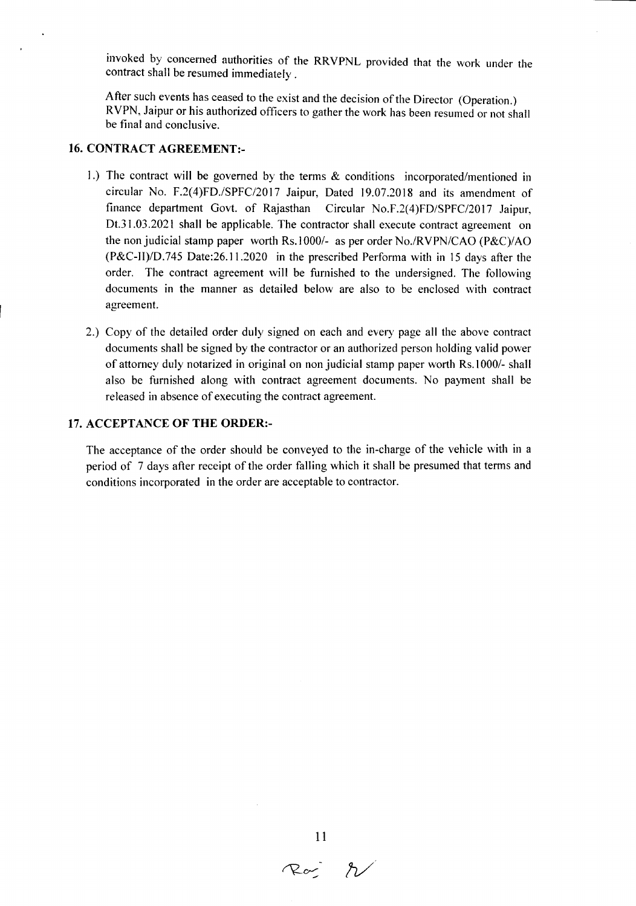invoked by concerned authorities of the RRVPNL provided that the work under the contract shall be resumed immediately .

After such events has ceased to the exist and the decision of the Director (Operation.) RVPN, Jaipur or his authorized officers to gather the work has been resumed or not shall be final and conclusive.

## 16. CONTRACT AGREEMENT:-

1.) The contract will be governed by the terms & conditions incorporated/mentioned in circular No. F.2(4)FD./SPFC/2017 Jaipur, Dated 19.07.2018 and its amendment of finance department Govt. of Rajasthan Circular No.F.2(4)FD/SPFC/2017 Jaipur, Dt.31.03.2021 shall be applicable. The contractor shall execute contract agreement on the non judicial stamp paper worth Rs.1000/- as per order No./RVPN/CAO (P&C)/AO (P&C-II)/D.745 Date:26.11.2020 in the prescribed Performa with in 15 days after the order. The contract agreement will be furnished to the undersigned. The following documents in the manner as detailed below are also to be enclosed with contract agreement.

2.) Copy of the detailed order duly signed on each and every page all the above contract documents shall be signed by the contractor or an authorized person holding valid power of attorney duly notarized in original on non judicial stamp paper worth Rs.1000/- shall also be furnished along with contract agreement documents. No payment shall be released in absence of executing the contract agreement.

## 17. ACCEPTANCE OF THE ORDER:-

The acceptance of the order should be conveyed to the in-charge of the vehicle with in a period of 7 days after receipt of the order falling which it shall be presumed that terms and conditions incorporated in the order are acceptable to contractor.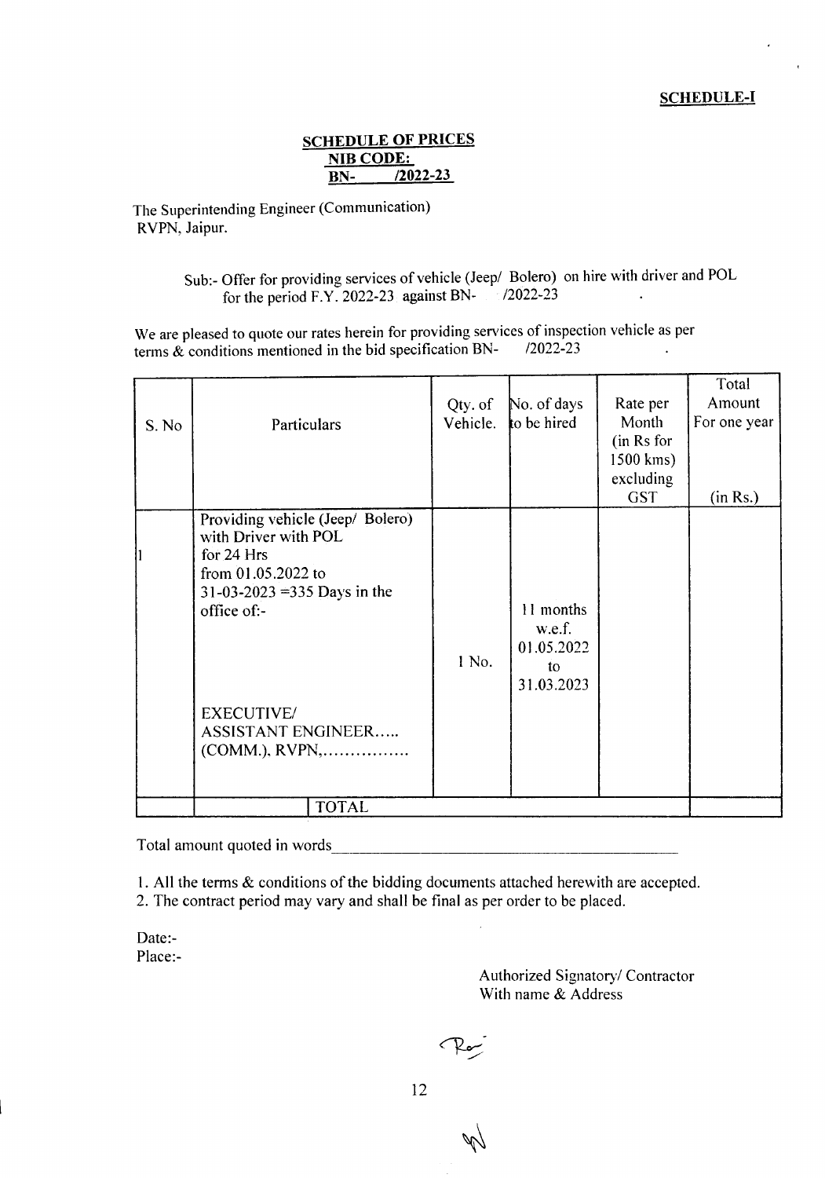**SCHEDULE-I**

## SCHEDULE OF PRICES
**NIB CODE:**
**BN- /2022-23**

The Superintending Engineer (Communication)
RVPN, Jaipur.

Sub:- Offer for providing services of vehicle (Jeep/ Bolero) on hire with driver and POL for the period F.Y. 2022-23 against BN- /2022-23

We are pleased to quote our rates herein for providing services of inspection vehicle as per terms & conditions mentioned in the bid specification BN- /2022-23

| S. No | Particulars | Qty. of Vehicle. | No. of days to be hired | Rate per Month (in Rs for 1500 kms) excluding GST | Total Amount For one year (in Rs.) |
|---|---|---|---|---|---|
| 1 | Providing vehicle (Jeep/ Bolero) with Driver with POL for 24 Hrs from 01.05.2022 to 31-03-2023 =335 Days in the office of:- EXECUTIVE/ ASSISTANT ENGINEER….. (COMM.), RVPN,……………. | 1 No. | 11 months w.e.f. 01.05.2022 to 31.03.2023 | | |
| | TOTAL | | | | |

Total amount quoted in words\_\_\_\_\_\_\_\_\_\_\_\_\_\_\_\_\_\_\_\_\_\_\_\_\_\_\_\_\_\_\_\_\_\_\_\_\_\_\_\_

1. All the terms & conditions of the bidding documents attached herewith are accepted.
2. The contract period may vary and shall be final as per order to be placed.

Date:-
Place:-

Authorized Signatory/ Contractor
With name & Address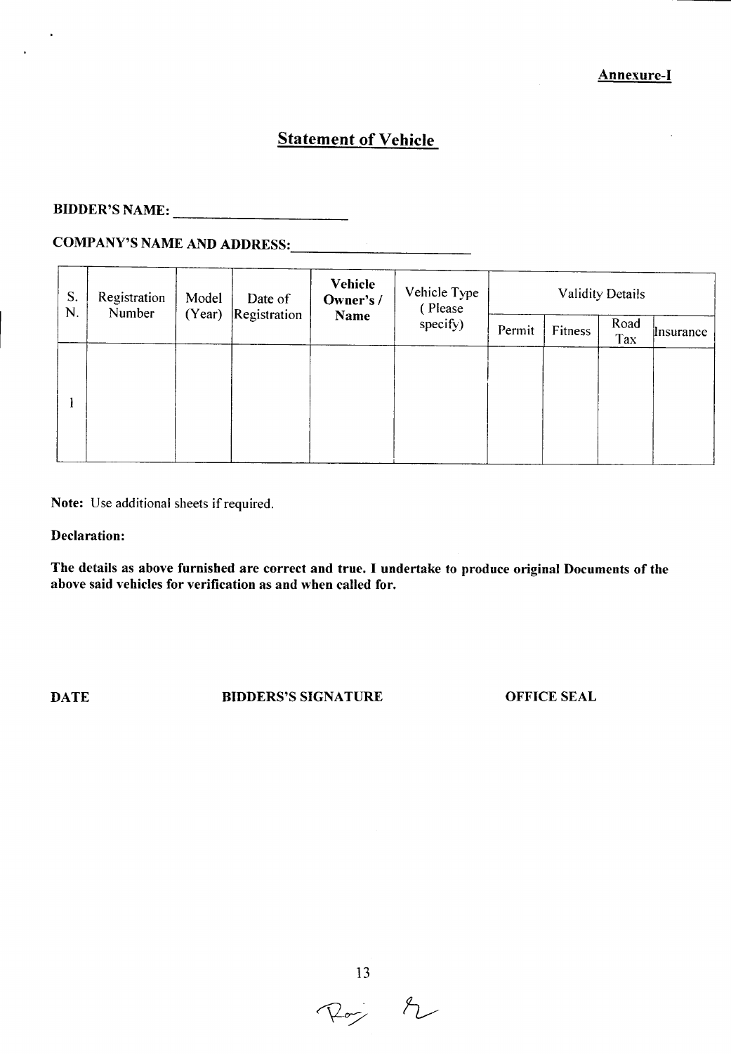**Annexure-I**

## Statement of Vehicle

**BIDDER'S NAME:** ____________________

**COMPANY'S NAME AND ADDRESS:** ____________________

| S. N. | Registration Number | Model (Year) | Date of Registration | **Vehicle Owner's / Name** | Vehicle Type ( Please specify) | Validity Details | | | |
|---|---|---|---|---|---|---|---|---|---|
| | | | | | | Permit | Fitness | Road Tax | Insurance |
| 1 | | | | | | | | | |

**Note:** Use additional sheets if required.

**Declaration:**

**The details as above furnished are correct and true. I undertake to produce original Documents of the above said vehicles for verification as and when called for.**

**DATE** **BIDDERS'S SIGNATURE** **OFFICE SEAL**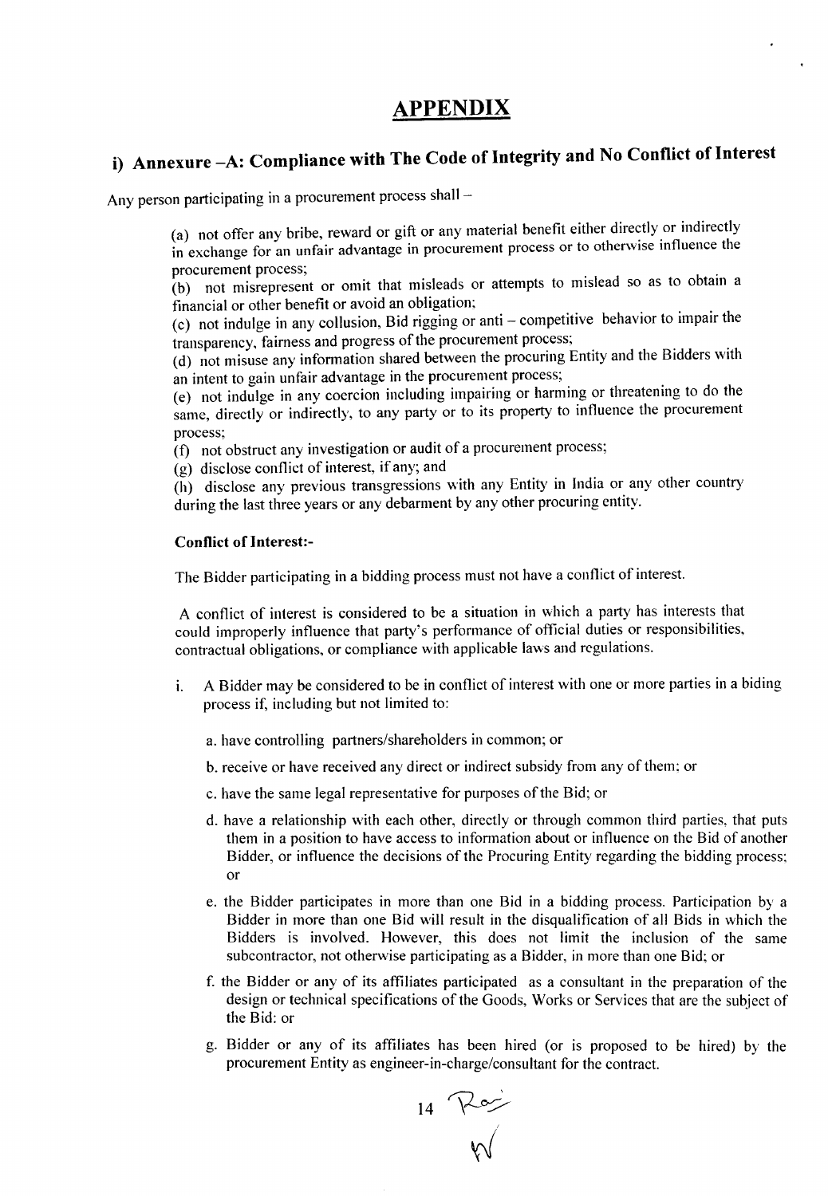# APPENDIX

## i) Annexure –A: Compliance with The Code of Integrity and No Conflict of Interest

Any person participating in a procurement process shall –

(a) not offer any bribe, reward or gift or any material benefit either directly or indirectly in exchange for an unfair advantage in procurement process or to otherwise influence the procurement process;
(b) not misrepresent or omit that misleads or attempts to mislead so as to obtain a financial or other benefit or avoid an obligation;
(c) not indulge in any collusion, Bid rigging or anti – competitive behavior to impair the transparency, fairness and progress of the procurement process;
(d) not misuse any information shared between the procuring Entity and the Bidders with an intent to gain unfair advantage in the procurement process;
(e) not indulge in any coercion including impairing or harming or threatening to do the same, directly or indirectly, to any party or to its property to influence the procurement process;
(f) not obstruct any investigation or audit of a procurement process;
(g) disclose conflict of interest, if any; and
(h) disclose any previous transgressions with any Entity in India or any other country during the last three years or any debarment by any other procuring entity.

**Conflict of Interest:-**

The Bidder participating in a bidding process must not have a conflict of interest.

A conflict of interest is considered to be a situation in which a party has interests that could improperly influence that party's performance of official duties or responsibilities, contractual obligations, or compliance with applicable laws and regulations.

i. A Bidder may be considered to be in conflict of interest with one or more parties in a biding process if, including but not limited to:

   a. have controlling partners/shareholders in common; or

   b. receive or have received any direct or indirect subsidy from any of them; or

   c. have the same legal representative for purposes of the Bid; or

   d. have a relationship with each other, directly or through common third parties, that puts them in a position to have access to information about or influence on the Bid of another Bidder, or influence the decisions of the Procuring Entity regarding the bidding process; or

   e. the Bidder participates in more than one Bid in a bidding process. Participation by a Bidder in more than one Bid will result in the disqualification of all Bids in which the Bidders is involved. However, this does not limit the inclusion of the same subcontractor, not otherwise participating as a Bidder, in more than one Bid; or

   f. the Bidder or any of its affiliates participated as a consultant in the preparation of the design or technical specifications of the Goods, Works or Services that are the subject of the Bid: or

   g. Bidder or any of its affiliates has been hired (or is proposed to be hired) by the procurement Entity as engineer-in-charge/consultant for the contract.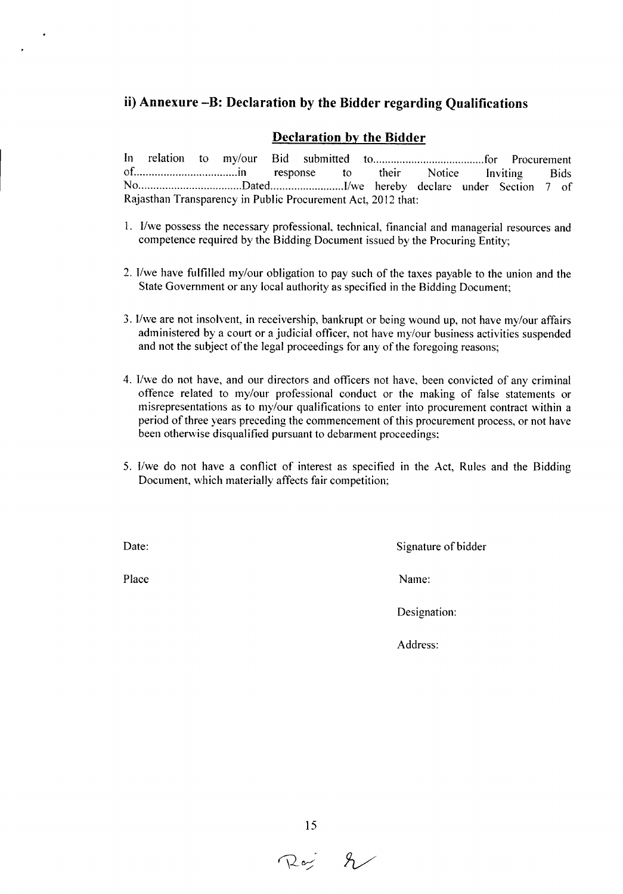## ii) Annexure –B: Declaration by the Bidder regarding Qualifications

### Declaration by the Bidder

In relation to my/our Bid submitted to......................................for Procurement of...................................in response to their Notice Inviting Bids No...................................Dated..........................I/we hereby declare under Section 7 of Rajasthan Transparency in Public Procurement Act, 2012 that:

1. I/we possess the necessary professional, technical, financial and managerial resources and competence required by the Bidding Document issued by the Procuring Entity;

2. I/we have fulfilled my/our obligation to pay such of the taxes payable to the union and the State Government or any local authority as specified in the Bidding Document;

3. I/we are not insolvent, in receivership, bankrupt or being wound up, not have my/our affairs administered by a court or a judicial officer, not have my/our business activities suspended and not the subject of the legal proceedings for any of the foregoing reasons;

4. I/we do not have, and our directors and officers not have, been convicted of any criminal offence related to my/our professional conduct or the making of false statements or misrepresentations as to my/our qualifications to enter into procurement contract within a period of three years preceding the commencement of this procurement process, or not have been otherwise disqualified pursuant to debarment proceedings;

5. I/we do not have a conflict of interest as specified in the Act, Rules and the Bidding Document, which materially affects fair competition;

Date: Signature of bidder

Place Name:

Designation:

Address: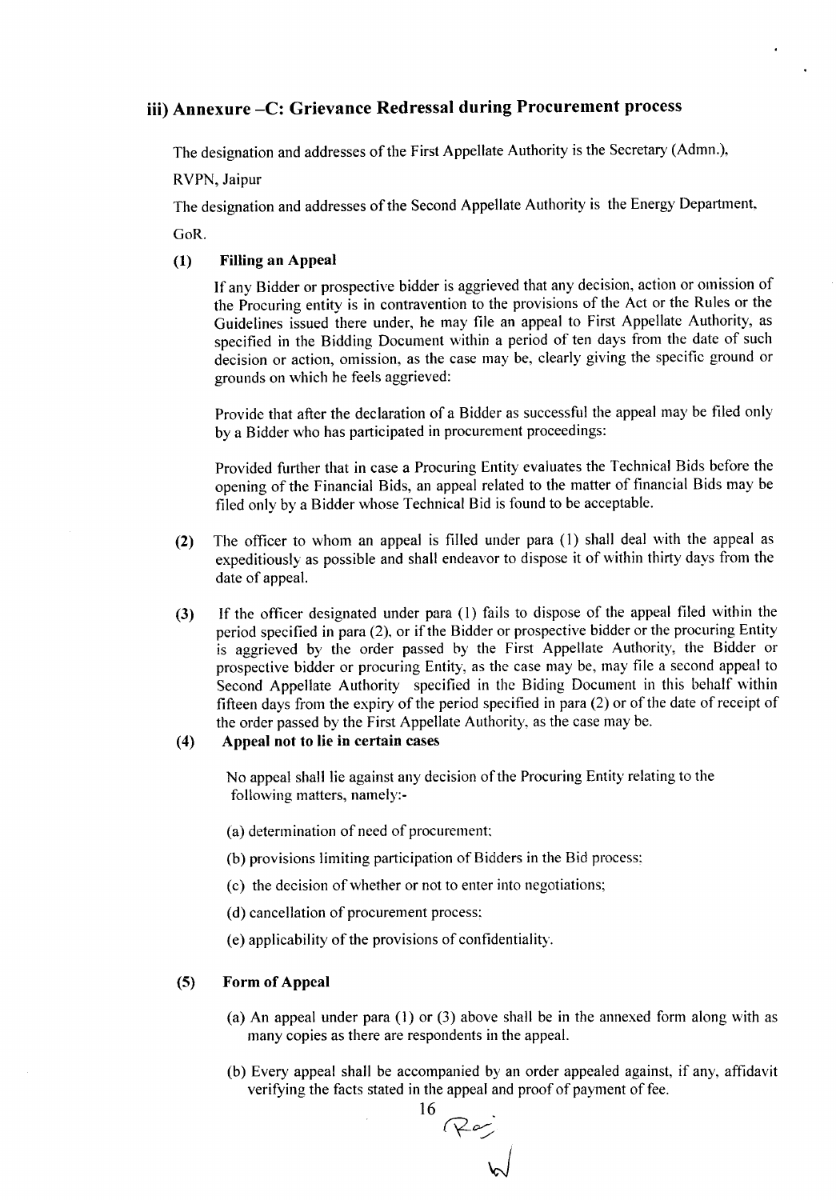### iii) Annexure –C: Grievance Redressal during Procurement process

The designation and addresses of the First Appellate Authority is the Secretary (Admn.), RVPN, Jaipur

The designation and addresses of the Second Appellate Authority is the Energy Department, GoR.

**(1) Filling an Appeal**

If any Bidder or prospective bidder is aggrieved that any decision, action or omission of the Procuring entity is in contravention to the provisions of the Act or the Rules or the Guidelines issued there under, he may file an appeal to First Appellate Authority, as specified in the Bidding Document within a period of ten days from the date of such decision or action, omission, as the case may be, clearly giving the specific ground or grounds on which he feels aggrieved:

Provide that after the declaration of a Bidder as successful the appeal may be filed only by a Bidder who has participated in procurement proceedings:

Provided further that in case a Procuring Entity evaluates the Technical Bids before the opening of the Financial Bids, an appeal related to the matter of financial Bids may be filed only by a Bidder whose Technical Bid is found to be acceptable.

**(2)** The officer to whom an appeal is filled under para (1) shall deal with the appeal as expeditiously as possible and shall endeavor to dispose it of within thirty days from the date of appeal.

**(3)** If the officer designated under para (1) fails to dispose of the appeal filed within the period specified in para (2), or if the Bidder or prospective bidder or the procuring Entity is aggrieved by the order passed by the First Appellate Authority, the Bidder or prospective bidder or procuring Entity, as the case may be, may file a second appeal to Second Appellate Authority specified in the Biding Document in this behalf within fifteen days from the expiry of the period specified in para (2) or of the date of receipt of the order passed by the First Appellate Authority, as the case may be.

**(4) Appeal not to lie in certain cases**

No appeal shall lie against any decision of the Procuring Entity relating to the following matters, namely:-

(a) determination of need of procurement;

(b) provisions limiting participation of Bidders in the Bid process;

(c) the decision of whether or not to enter into negotiations;

(d) cancellation of procurement process;

(e) applicability of the provisions of confidentiality.

**(5) Form of Appeal**

(a) An appeal under para (1) or (3) above shall be in the annexed form along with as many copies as there are respondents in the appeal.

(b) Every appeal shall be accompanied by an order appealed against, if any, affidavit verifying the facts stated in the appeal and proof of payment of fee.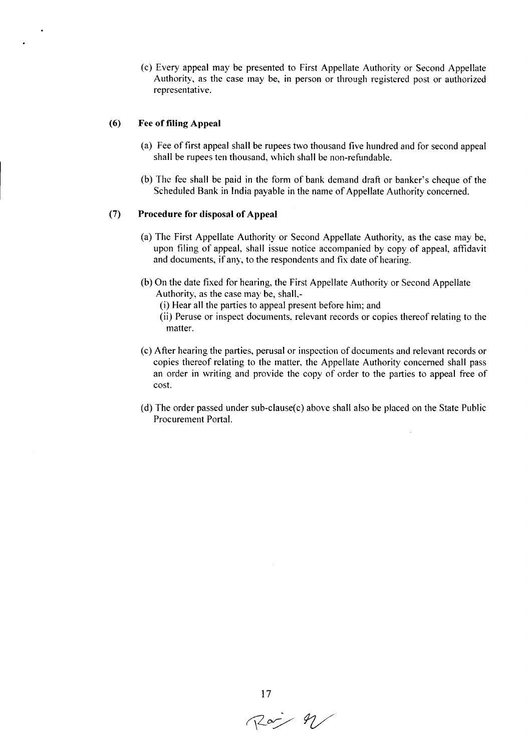(c) Every appeal may be presented to First Appellate Authority or Second Appellate Authority, as the case may be, in person or through registered post or authorized representative.

**(6) Fee of filing Appeal**

(a) Fee of first appeal shall be rupees two thousand five hundred and for second appeal shall be rupees ten thousand, which shall be non-refundable.

(b) The fee shall be paid in the form of bank demand draft or banker's cheque of the Scheduled Bank in India payable in the name of Appellate Authority concerned.

**(7) Procedure for disposal of Appeal**

(a) The First Appellate Authority or Second Appellate Authority, as the case may be, upon filing of appeal, shall issue notice accompanied by copy of appeal, affidavit and documents, if any, to the respondents and fix date of hearing.

(b) On the date fixed for hearing, the First Appellate Authority or Second Appellate Authority, as the case may be, shall,-

(i) Hear all the parties to appeal present before him; and

(ii) Peruse or inspect documents, relevant records or copies thereof relating to the matter.

(c) After hearing the parties, perusal or inspection of documents and relevant records or copies thereof relating to the matter, the Appellate Authority concerned shall pass an order in writing and provide the copy of order to the parties to appeal free of cost.

(d) The order passed under sub-clause(c) above shall also be placed on the State Public Procurement Portal.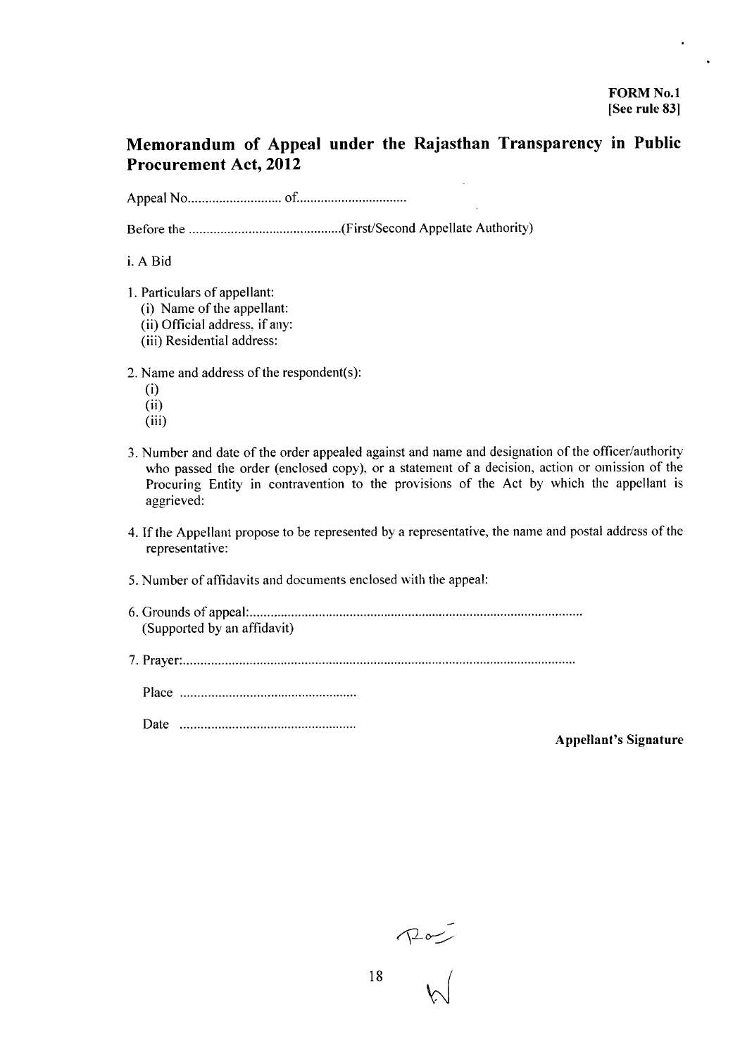**FORM No.1**
**[See rule 83]**

## Memorandum of Appeal under the Rajasthan Transparency in Public Procurement Act, 2012

Appeal No............................ of................................

Before the ............................................(First/Second Appellate Authority)

i. A Bid

1. Particulars of appellant:
   (i) Name of the appellant:
   (ii) Official address, if any:
   (iii) Residential address:

2. Name and address of the respondent(s):
   (i)
   (ii)
   (iii)

3. Number and date of the order appealed against and name and designation of the officer/authority who passed the order (enclosed copy), or a statement of a decision, action or omission of the Procuring Entity in contravention to the provisions of the Act by which the appellant is aggrieved:

4. If the Appellant propose to be represented by a representative, the name and postal address of the representative:

5. Number of affidavits and documents enclosed with the appeal:

6. Grounds of appeal:.............................................................................................
   (Supported by an affidavit)

7. Prayer:...............................................................................................................

   Place ...................................................

   Date ...................................................

**Appellant's Signature**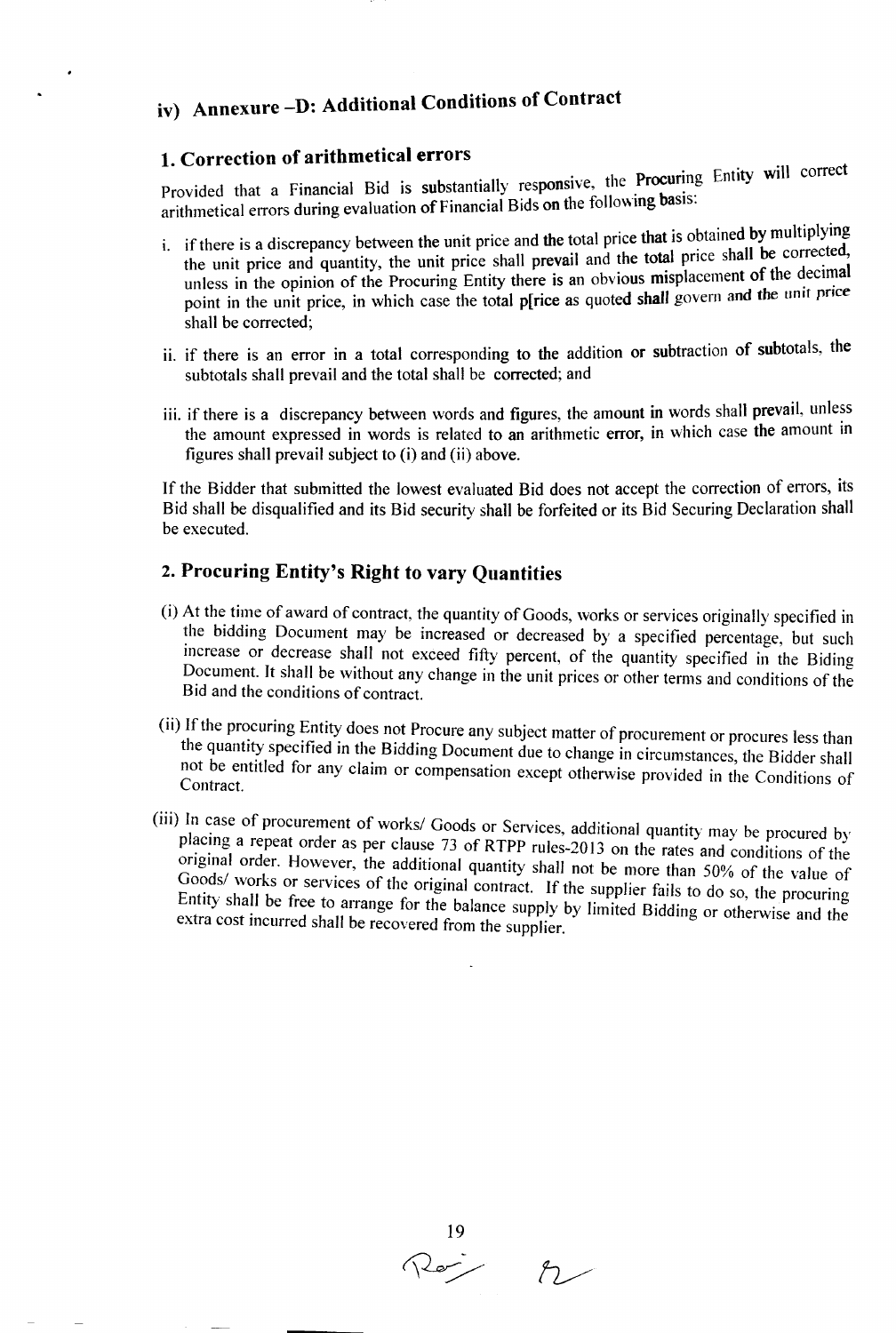## iv) Annexure –D: Additional Conditions of Contract

### 1. Correction of arithmetical errors

Provided that a Financial Bid is substantially responsive, the Procuring Entity will correct arithmetical errors during evaluation of Financial Bids on the following basis:

i. if there is a discrepancy between the unit price and the total price that is obtained by multiplying the unit price and quantity, the unit price shall prevail and the total price shall be corrected, unless in the opinion of the Procuring Entity there is an obvious misplacement of the decimal point in the unit price, in which case the total p[rice as quoted shall govern and the unit price shall be corrected;

ii. if there is an error in a total corresponding to the addition or subtraction of subtotals, the subtotals shall prevail and the total shall be corrected; and

iii. if there is a discrepancy between words and figures, the amount in words shall prevail, unless the amount expressed in words is related to an arithmetic error, in which case the amount in figures shall prevail subject to (i) and (ii) above.

If the Bidder that submitted the lowest evaluated Bid does not accept the correction of errors, its Bid shall be disqualified and its Bid security shall be forfeited or its Bid Securing Declaration shall be executed.

### 2. Procuring Entity's Right to vary Quantities

(i) At the time of award of contract, the quantity of Goods, works or services originally specified in the bidding Document may be increased or decreased by a specified percentage, but such increase or decrease shall not exceed fifty percent, of the quantity specified in the Biding Document. It shall be without any change in the unit prices or other terms and conditions of the Bid and the conditions of contract.

(ii) If the procuring Entity does not Procure any subject matter of procurement or procures less than the quantity specified in the Bidding Document due to change in circumstances, the Bidder shall not be entitled for any claim or compensation except otherwise provided in the Conditions of Contract.

(iii) In case of procurement of works/ Goods or Services, additional quantity may be procured by placing a repeat order as per clause 73 of RTPP rules-2013 on the rates and conditions of the original order. However, the additional quantity shall not be more than 50% of the value of Goods/ works or services of the original contract. If the supplier fails to do so, the procuring Entity shall be free to arrange for the balance supply by limited Bidding or otherwise and the extra cost incurred shall be recovered from the supplier.